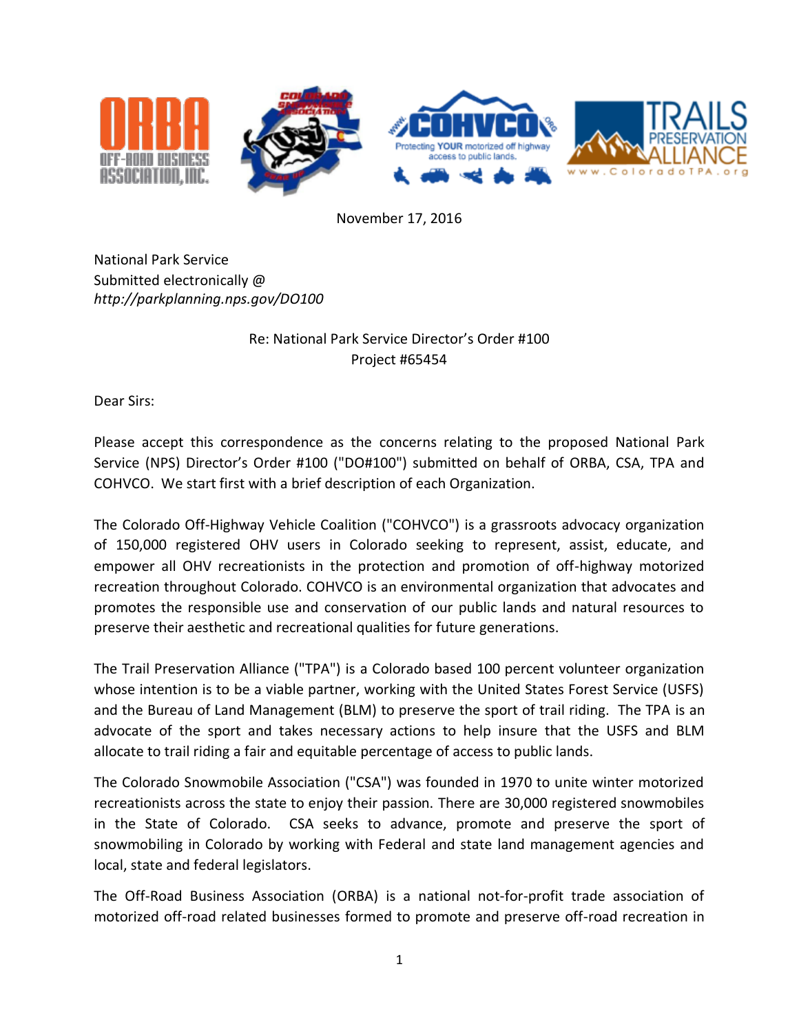November 17, 2016

National Park Service
Submitted electronically @
*http://parkplanning.nps.gov/DO100*

Re: National Park Service Director's Order #100
Project #65454

Dear Sirs:

Please accept this correspondence as the concerns relating to the proposed National Park Service (NPS) Director's Order #100 ("DO#100") submitted on behalf of ORBA, CSA, TPA and COHVCO. We start first with a brief description of each Organization.

The Colorado Off-Highway Vehicle Coalition ("COHVCO") is a grassroots advocacy organization of 150,000 registered OHV users in Colorado seeking to represent, assist, educate, and empower all OHV recreationists in the protection and promotion of off-highway motorized recreation throughout Colorado. COHVCO is an environmental organization that advocates and promotes the responsible use and conservation of our public lands and natural resources to preserve their aesthetic and recreational qualities for future generations.

The Trail Preservation Alliance ("TPA") is a Colorado based 100 percent volunteer organization whose intention is to be a viable partner, working with the United States Forest Service (USFS) and the Bureau of Land Management (BLM) to preserve the sport of trail riding. The TPA is an advocate of the sport and takes necessary actions to help insure that the USFS and BLM allocate to trail riding a fair and equitable percentage of access to public lands.

The Colorado Snowmobile Association ("CSA") was founded in 1970 to unite winter motorized recreationists across the state to enjoy their passion. There are 30,000 registered snowmobiles in the State of Colorado. CSA seeks to advance, promote and preserve the sport of snowmobiling in Colorado by working with Federal and state land management agencies and local, state and federal legislators.

The Off-Road Business Association (ORBA) is a national not-for-profit trade association of motorized off-road related businesses formed to promote and preserve off-road recreation in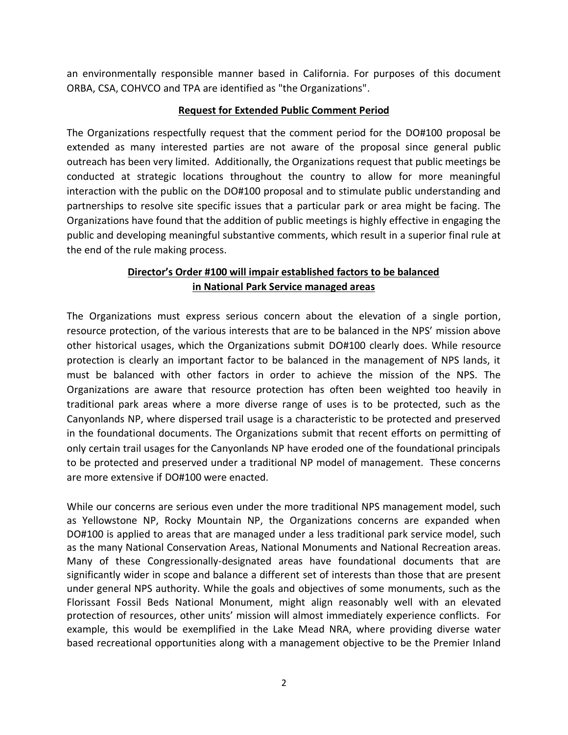an environmentally responsible manner based in California. For purposes of this document ORBA, CSA, COHVCO and TPA are identified as "the Organizations".

## Request for Extended Public Comment Period

The Organizations respectfully request that the comment period for the DO#100 proposal be extended as many interested parties are not aware of the proposal since general public outreach has been very limited. Additionally, the Organizations request that public meetings be conducted at strategic locations throughout the country to allow for more meaningful interaction with the public on the DO#100 proposal and to stimulate public understanding and partnerships to resolve site specific issues that a particular park or area might be facing. The Organizations have found that the addition of public meetings is highly effective in engaging the public and developing meaningful substantive comments, which result in a superior final rule at the end of the rule making process.

## Director's Order #100 will impair established factors to be balanced in National Park Service managed areas

The Organizations must express serious concern about the elevation of a single portion, resource protection, of the various interests that are to be balanced in the NPS' mission above other historical usages, which the Organizations submit DO#100 clearly does. While resource protection is clearly an important factor to be balanced in the management of NPS lands, it must be balanced with other factors in order to achieve the mission of the NPS. The Organizations are aware that resource protection has often been weighted too heavily in traditional park areas where a more diverse range of uses is to be protected, such as the Canyonlands NP, where dispersed trail usage is a characteristic to be protected and preserved in the foundational documents. The Organizations submit that recent efforts on permitting of only certain trail usages for the Canyonlands NP have eroded one of the foundational principals to be protected and preserved under a traditional NP model of management. These concerns are more extensive if DO#100 were enacted.

While our concerns are serious even under the more traditional NPS management model, such as Yellowstone NP, Rocky Mountain NP, the Organizations concerns are expanded when DO#100 is applied to areas that are managed under a less traditional park service model, such as the many National Conservation Areas, National Monuments and National Recreation areas. Many of these Congressionally-designated areas have foundational documents that are significantly wider in scope and balance a different set of interests than those that are present under general NPS authority. While the goals and objectives of some monuments, such as the Florissant Fossil Beds National Monument, might align reasonably well with an elevated protection of resources, other units' mission will almost immediately experience conflicts. For example, this would be exemplified in the Lake Mead NRA, where providing diverse water based recreational opportunities along with a management objective to be the Premier Inland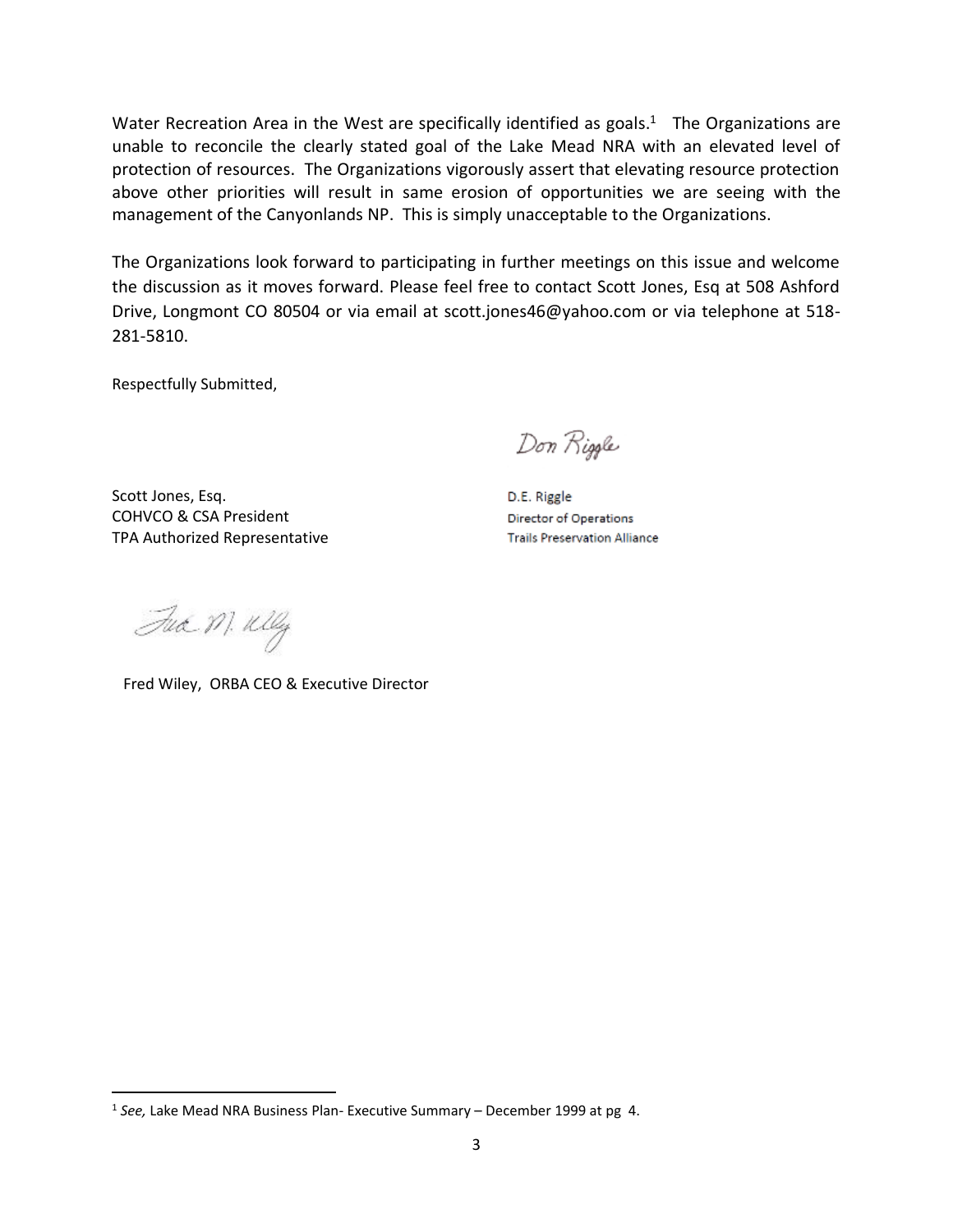Water Recreation Area in the West are specifically identified as goals.[1] The Organizations are unable to reconcile the clearly stated goal of the Lake Mead NRA with an elevated level of protection of resources. The Organizations vigorously assert that elevating resource protection above other priorities will result in same erosion of opportunities we are seeing with the management of the Canyonlands NP. This is simply unacceptable to the Organizations.

The Organizations look forward to participating in further meetings on this issue and welcome the discussion as it moves forward. Please feel free to contact Scott Jones, Esq at 508 Ashford Drive, Longmont CO 80504 or via email at scott.jones46@yahoo.com or via telephone at 518-281-5810.

Respectfully Submitted,

Scott Jones, Esq.
COHVCO & CSA President
TPA Authorized Representative

Don Riggle

D.E. Riggle
Director of Operations
Trails Preservation Alliance

Fred M. Wiley

Fred Wiley, ORBA CEO & Executive Director

---

[1] *See,* Lake Mead NRA Business Plan- Executive Summary – December 1999 at pg 4.